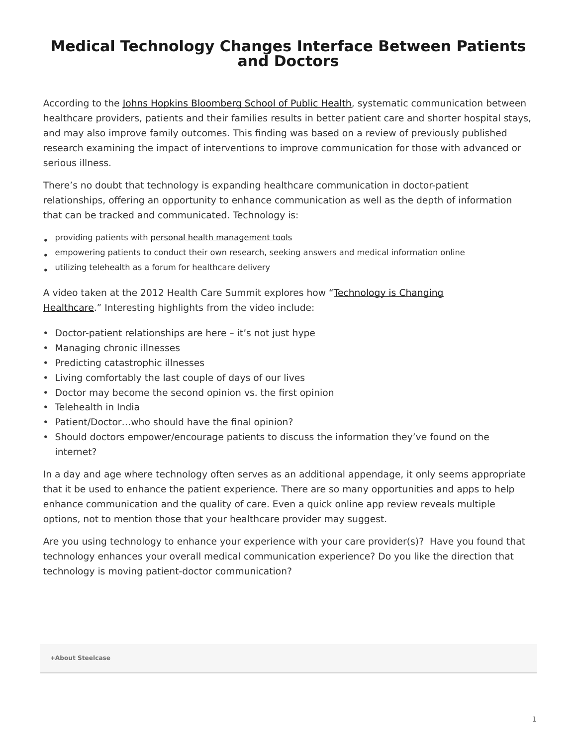# Medical Technology Changes Interface Between Patients and Doctors

According to the Johns Hopkins Bloomberg School of Public Health, systematic communication between healthcare providers, patients and their families results in better patient care and shorter hospital stays, and may also improve family outcomes. This finding was based on a review of previously published research examining the impact of interventions to improve communication for those with advanced or serious illness.

There's no doubt that technology is expanding healthcare communication in doctor-patient relationships, offering an opportunity to enhance communication as well as the depth of information that can be tracked and communicated. Technology is:

- providing patients with personal health management tools
- empowering patients to conduct their own research, seeking answers and medical information online
- utilizing telehealth as a forum for healthcare delivery

A video taken at the 2012 Health Care Summit explores how "Technology is Changing Healthcare." Interesting highlights from the video include:

- Doctor-patient relationships are here – it's not just hype
- Managing chronic illnesses
- Predicting catastrophic illnesses
- Living comfortably the last couple of days of our lives
- Doctor may become the second opinion vs. the first opinion
- Telehealth in India
- Patient/Doctor…who should have the final opinion?
- Should doctors empower/encourage patients to discuss the information they've found on the internet?

In a day and age where technology often serves as an additional appendage, it only seems appropriate that it be used to enhance the patient experience. There are so many opportunities and apps to help enhance communication and the quality of care. Even a quick online app review reveals multiple options, not to mention those that your healthcare provider may suggest.

Are you using technology to enhance your experience with your care provider(s)? Have you found that technology enhances your overall medical communication experience? Do you like the direction that technology is moving patient-doctor communication?

**+About Steelcase**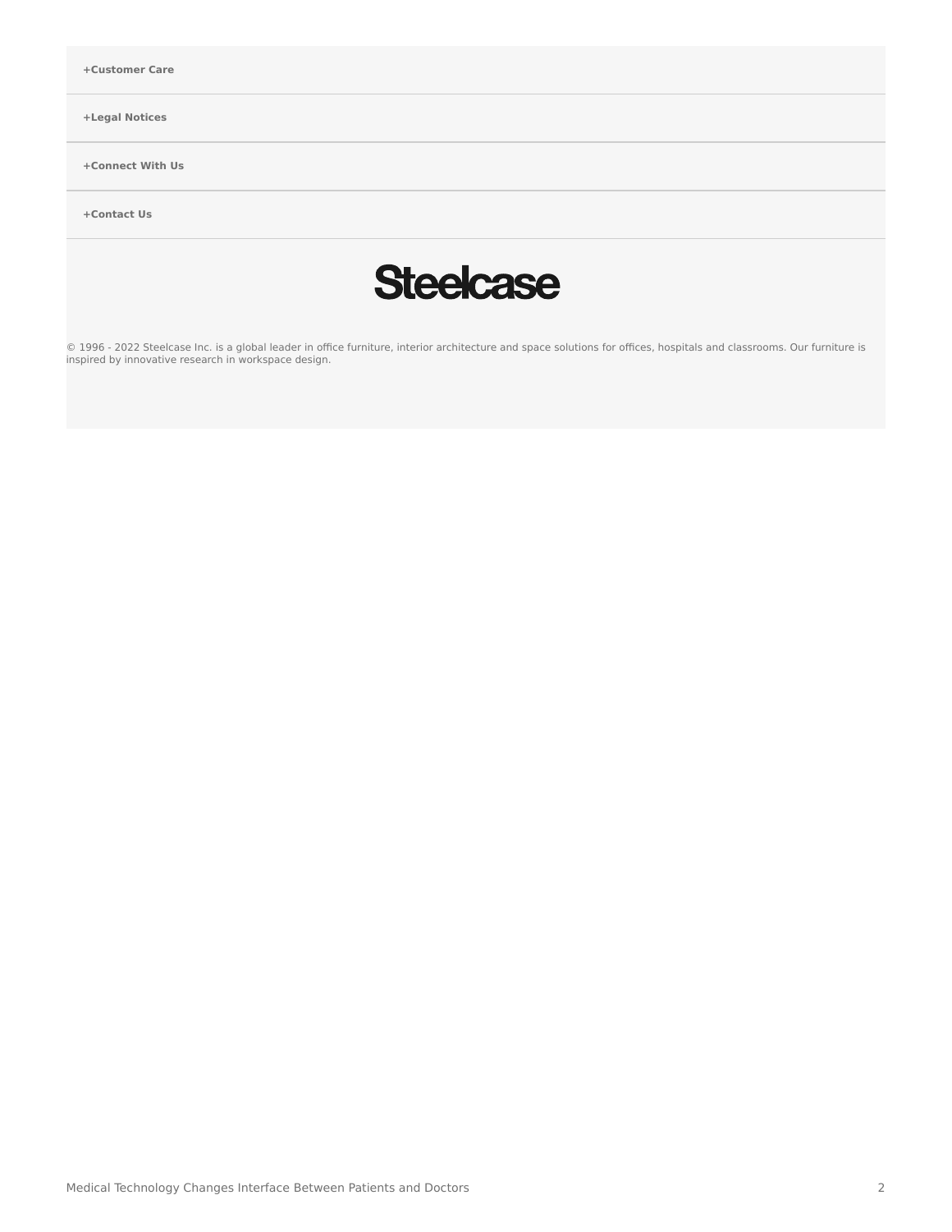**+Customer Care**

**+Legal Notices**

**+Connect With Us**

**+Contact Us**

Steelcase

© 1996 - 2022 Steelcase Inc. is a global leader in office furniture, interior architecture and space solutions for offices, hospitals and classrooms. Our furniture is inspired by innovative research in workspace design.